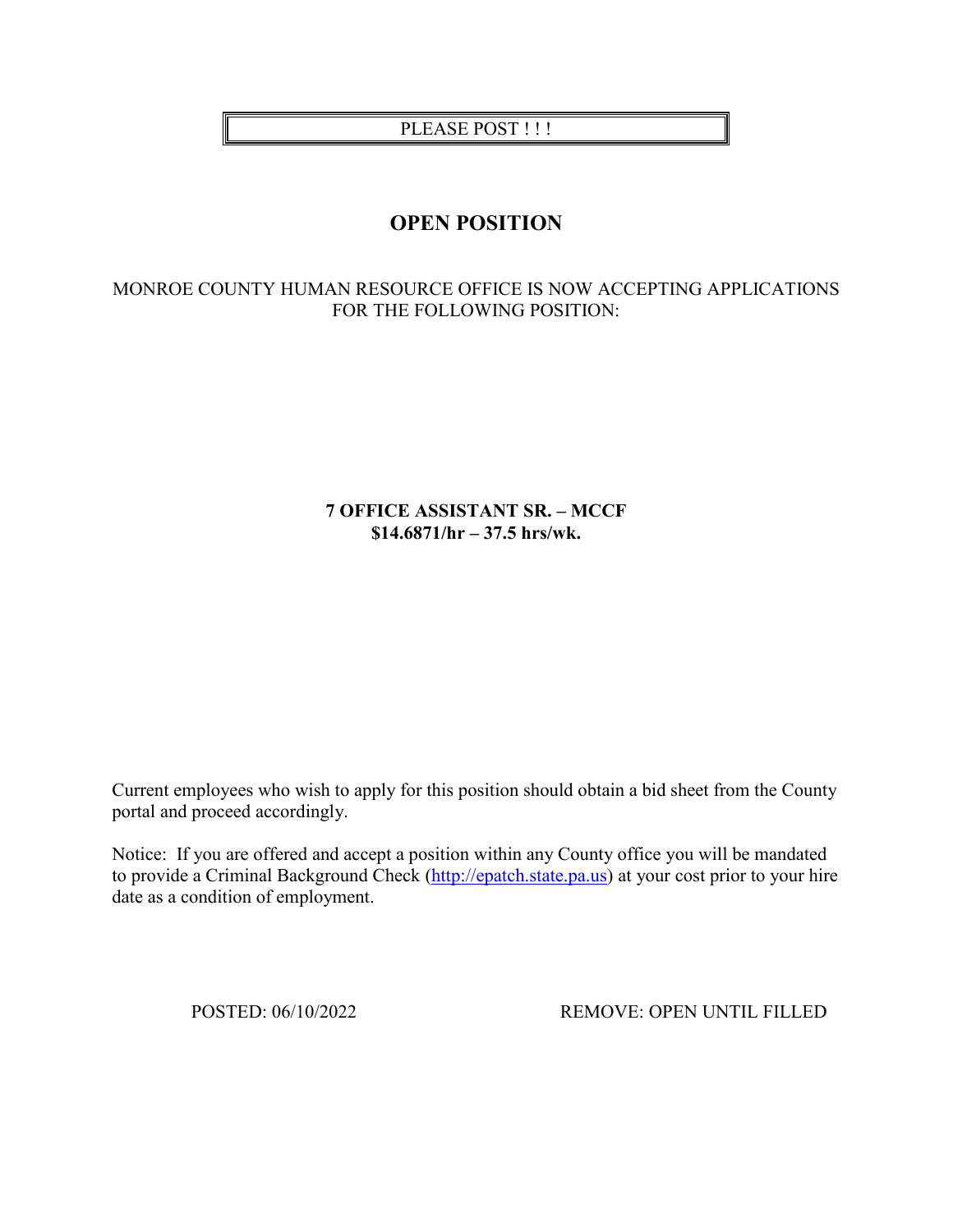PLEASE POST ! ! !

# OPEN POSITION

MONROE COUNTY HUMAN RESOURCE OFFICE IS NOW ACCEPTING APPLICATIONS FOR THE FOLLOWING POSITION:

**7 OFFICE ASSISTANT SR. – MCCF**
**$14.6871/hr – 37.5 hrs/wk.**

Current employees who wish to apply for this position should obtain a bid sheet from the County portal and proceed accordingly.

Notice: If you are offered and accept a position within any County office you will be mandated to provide a Criminal Background Check (http://epatch.state.pa.us) at your cost prior to your hire date as a condition of employment.

POSTED: 06/10/2022 REMOVE: OPEN UNTIL FILLED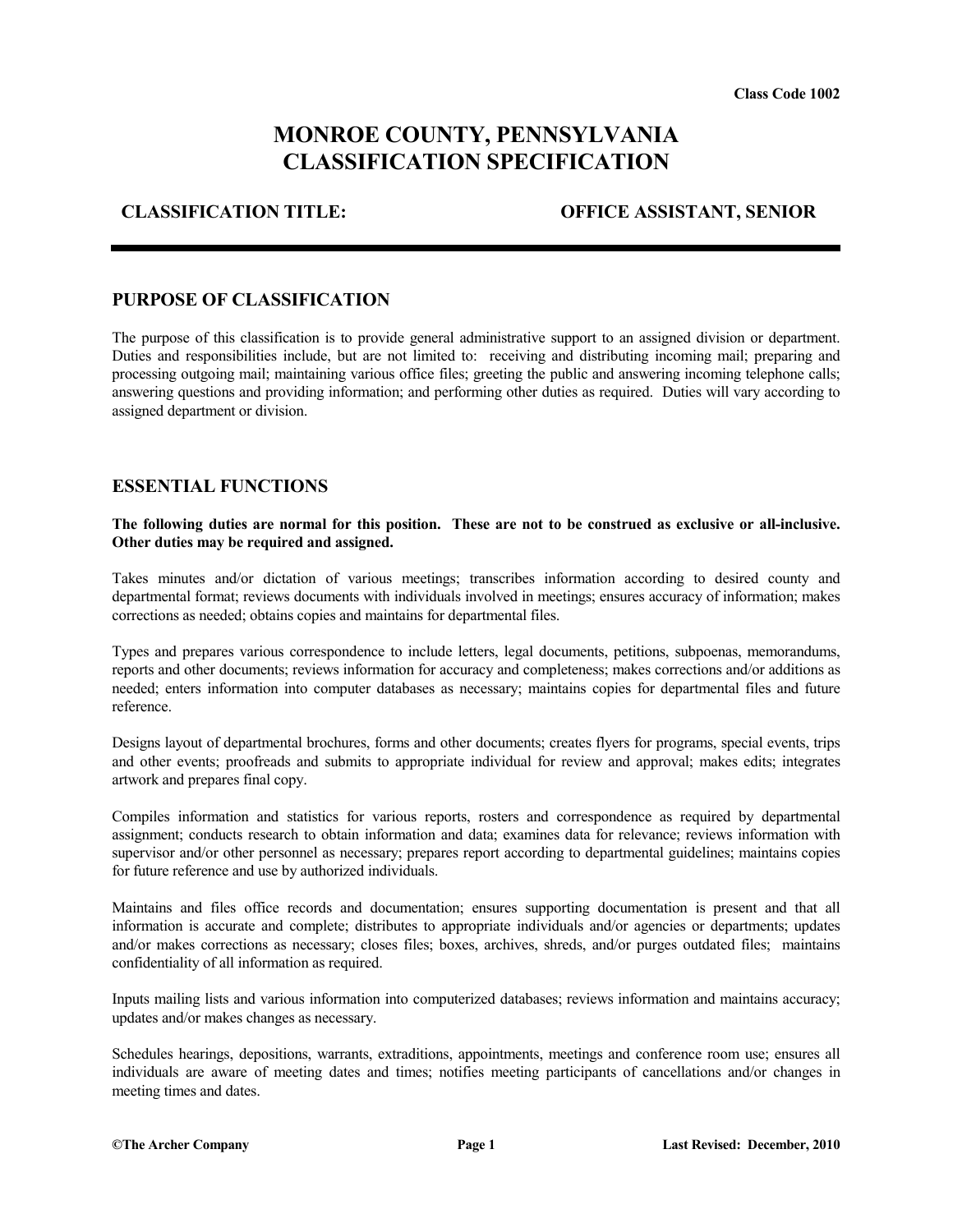Class Code 1002

# MONROE COUNTY, PENNSYLVANIA
# CLASSIFICATION SPECIFICATION

**CLASSIFICATION TITLE:** **OFFICE ASSISTANT, SENIOR**

## PURPOSE OF CLASSIFICATION

The purpose of this classification is to provide general administrative support to an assigned division or department. Duties and responsibilities include, but are not limited to: receiving and distributing incoming mail; preparing and processing outgoing mail; maintaining various office files; greeting the public and answering incoming telephone calls; answering questions and providing information; and performing other duties as required. Duties will vary according to assigned department or division.

## ESSENTIAL FUNCTIONS

**The following duties are normal for this position. These are not to be construed as exclusive or all-inclusive. Other duties may be required and assigned.**

Takes minutes and/or dictation of various meetings; transcribes information according to desired county and departmental format; reviews documents with individuals involved in meetings; ensures accuracy of information; makes corrections as needed; obtains copies and maintains for departmental files.

Types and prepares various correspondence to include letters, legal documents, petitions, subpoenas, memorandums, reports and other documents; reviews information for accuracy and completeness; makes corrections and/or additions as needed; enters information into computer databases as necessary; maintains copies for departmental files and future reference.

Designs layout of departmental brochures, forms and other documents; creates flyers for programs, special events, trips and other events; proofreads and submits to appropriate individual for review and approval; makes edits; integrates artwork and prepares final copy.

Compiles information and statistics for various reports, rosters and correspondence as required by departmental assignment; conducts research to obtain information and data; examines data for relevance; reviews information with supervisor and/or other personnel as necessary; prepares report according to departmental guidelines; maintains copies for future reference and use by authorized individuals.

Maintains and files office records and documentation; ensures supporting documentation is present and that all information is accurate and complete; distributes to appropriate individuals and/or agencies or departments; updates and/or makes corrections as necessary; closes files; boxes, archives, shreds, and/or purges outdated files; maintains confidentiality of all information as required.

Inputs mailing lists and various information into computerized databases; reviews information and maintains accuracy; updates and/or makes changes as necessary.

Schedules hearings, depositions, warrants, extraditions, appointments, meetings and conference room use; ensures all individuals are aware of meeting dates and times; notifies meeting participants of cancellations and/or changes in meeting times and dates.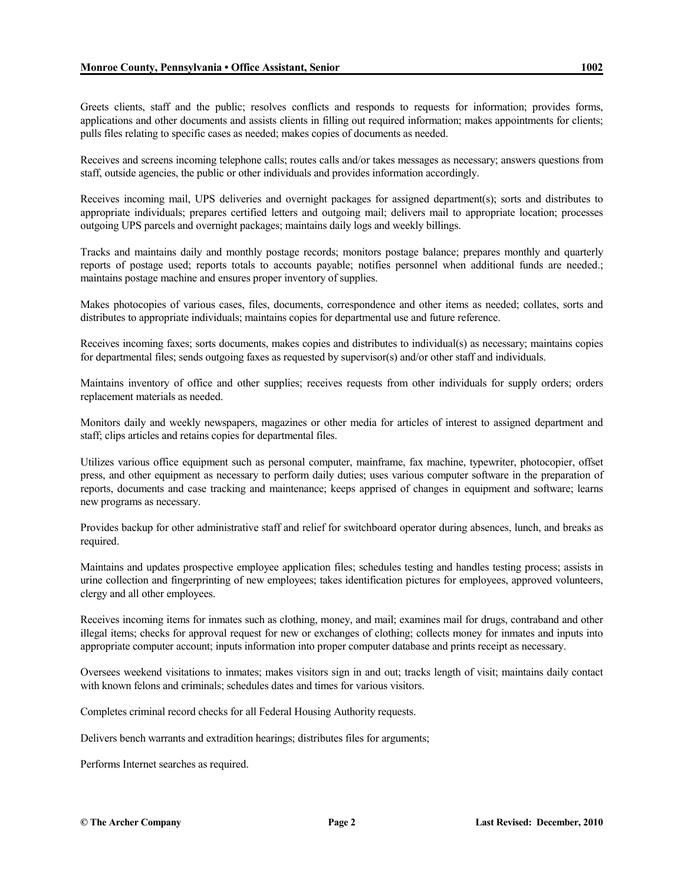Greets clients, staff and the public; resolves conflicts and responds to requests for information; provides forms, applications and other documents and assists clients in filling out required information; makes appointments for clients; pulls files relating to specific cases as needed; makes copies of documents as needed.

Receives and screens incoming telephone calls; routes calls and/or takes messages as necessary; answers questions from staff, outside agencies, the public or other individuals and provides information accordingly.

Receives incoming mail, UPS deliveries and overnight packages for assigned department(s); sorts and distributes to appropriate individuals; prepares certified letters and outgoing mail; delivers mail to appropriate location; processes outgoing UPS parcels and overnight packages; maintains daily logs and weekly billings.

Tracks and maintains daily and monthly postage records; monitors postage balance; prepares monthly and quarterly reports of postage used; reports totals to accounts payable; notifies personnel when additional funds are needed.; maintains postage machine and ensures proper inventory of supplies.

Makes photocopies of various cases, files, documents, correspondence and other items as needed; collates, sorts and distributes to appropriate individuals; maintains copies for departmental use and future reference.

Receives incoming faxes; sorts documents, makes copies and distributes to individual(s) as necessary; maintains copies for departmental files; sends outgoing faxes as requested by supervisor(s) and/or other staff and individuals.

Maintains inventory of office and other supplies; receives requests from other individuals for supply orders; orders replacement materials as needed.

Monitors daily and weekly newspapers, magazines or other media for articles of interest to assigned department and staff; clips articles and retains copies for departmental files.

Utilizes various office equipment such as personal computer, mainframe, fax machine, typewriter, photocopier, offset press, and other equipment as necessary to perform daily duties; uses various computer software in the preparation of reports, documents and case tracking and maintenance; keeps apprised of changes in equipment and software; learns new programs as necessary.

Provides backup for other administrative staff and relief for switchboard operator during absences, lunch, and breaks as required.

Maintains and updates prospective employee application files; schedules testing and handles testing process; assists in urine collection and fingerprinting of new employees; takes identification pictures for employees, approved volunteers, clergy and all other employees.

Receives incoming items for inmates such as clothing, money, and mail; examines mail for drugs, contraband and other illegal items; checks for approval request for new or exchanges of clothing; collects money for inmates and inputs into appropriate computer account; inputs information into proper computer database and prints receipt as necessary.

Oversees weekend visitations to inmates; makes visitors sign in and out; tracks length of visit; maintains daily contact with known felons and criminals; schedules dates and times for various visitors.

Completes criminal record checks for all Federal Housing Authority requests.

Delivers bench warrants and extradition hearings; distributes files for arguments;

Performs Internet searches as required.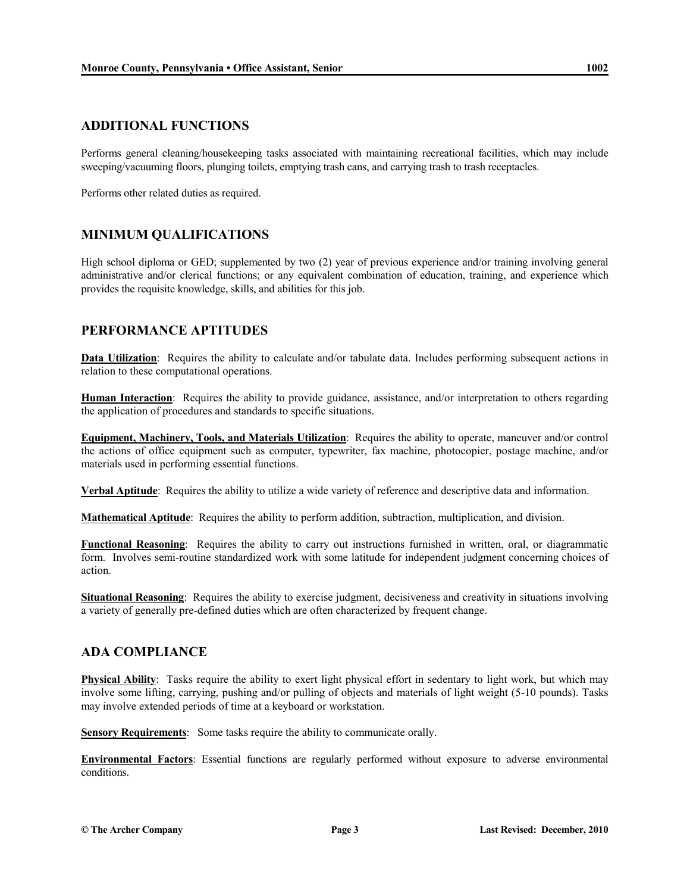## ADDITIONAL FUNCTIONS

Performs general cleaning/housekeeping tasks associated with maintaining recreational facilities, which may include sweeping/vacuuming floors, plunging toilets, emptying trash cans, and carrying trash to trash receptacles.

Performs other related duties as required.

## MINIMUM QUALIFICATIONS

High school diploma or GED; supplemented by two (2) year of previous experience and/or training involving general administrative and/or clerical functions; or any equivalent combination of education, training, and experience which provides the requisite knowledge, skills, and abilities for this job.

## PERFORMANCE APTITUDES

**Data Utilization**: Requires the ability to calculate and/or tabulate data. Includes performing subsequent actions in relation to these computational operations.

**Human Interaction**: Requires the ability to provide guidance, assistance, and/or interpretation to others regarding the application of procedures and standards to specific situations.

**Equipment, Machinery, Tools, and Materials Utilization**: Requires the ability to operate, maneuver and/or control the actions of office equipment such as computer, typewriter, fax machine, photocopier, postage machine, and/or materials used in performing essential functions.

**Verbal Aptitude**: Requires the ability to utilize a wide variety of reference and descriptive data and information.

**Mathematical Aptitude**: Requires the ability to perform addition, subtraction, multiplication, and division.

**Functional Reasoning**: Requires the ability to carry out instructions furnished in written, oral, or diagrammatic form. Involves semi-routine standardized work with some latitude for independent judgment concerning choices of action.

**Situational Reasoning**: Requires the ability to exercise judgment, decisiveness and creativity in situations involving a variety of generally pre-defined duties which are often characterized by frequent change.

## ADA COMPLIANCE

**Physical Ability**: Tasks require the ability to exert light physical effort in sedentary to light work, but which may involve some lifting, carrying, pushing and/or pulling of objects and materials of light weight (5-10 pounds). Tasks may involve extended periods of time at a keyboard or workstation.

**Sensory Requirements**: Some tasks require the ability to communicate orally.

**Environmental Factors**: Essential functions are regularly performed without exposure to adverse environmental conditions.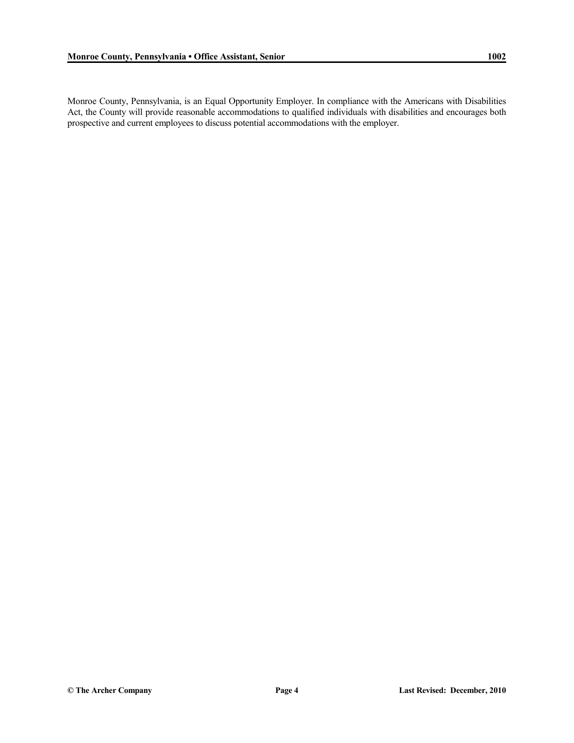Monroe County, Pennsylvania, is an Equal Opportunity Employer. In compliance with the Americans with Disabilities Act, the County will provide reasonable accommodations to qualified individuals with disabilities and encourages both prospective and current employees to discuss potential accommodations with the employer.